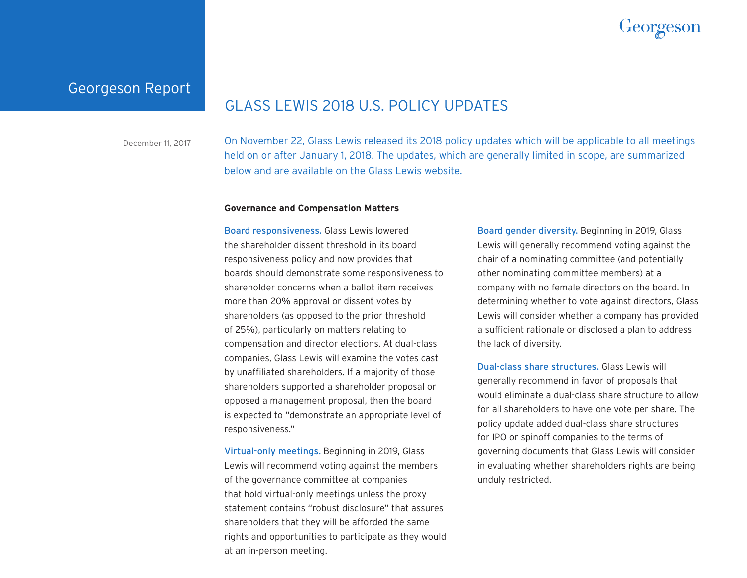Georgeson Report

# GLASS LEWIS 2018 U.S. POLICY UPDATES

December 11, 2017

On November 22, Glass Lewis released its 2018 policy updates which will be applicable to all meetings held on or after January 1, 2018. The updates, which are generally limited in scope, are summarized below and are available on the Glass Lewis website.

**Governance and Compensation Matters**

Board responsiveness. Glass Lewis lowered the shareholder dissent threshold in its board responsiveness policy and now provides that boards should demonstrate some responsiveness to shareholder concerns when a ballot item receives more than 20% approval or dissent votes by shareholders (as opposed to the prior threshold of 25%), particularly on matters relating to compensation and director elections. At dual-class companies, Glass Lewis will examine the votes cast by unaffiliated shareholders. If a majority of those shareholders supported a shareholder proposal or opposed a management proposal, then the board is expected to "demonstrate an appropriate level of responsiveness."

Virtual-only meetings. Beginning in 2019, Glass Lewis will recommend voting against the members of the governance committee at companies that hold virtual-only meetings unless the proxy statement contains "robust disclosure" that assures shareholders that they will be afforded the same rights and opportunities to participate as they would at an in-person meeting.

Board gender diversity. Beginning in 2019, Glass Lewis will generally recommend voting against the chair of a nominating committee (and potentially other nominating committee members) at a company with no female directors on the board. In determining whether to vote against directors, Glass Lewis will consider whether a company has provided a sufficient rationale or disclosed a plan to address the lack of diversity.

Dual-class share structures. Glass Lewis will generally recommend in favor of proposals that would eliminate a dual-class share structure to allow for all shareholders to have one vote per share. The policy update added dual-class share structures for IPO or spinoff companies to the terms of governing documents that Glass Lewis will consider in evaluating whether shareholders rights are being unduly restricted.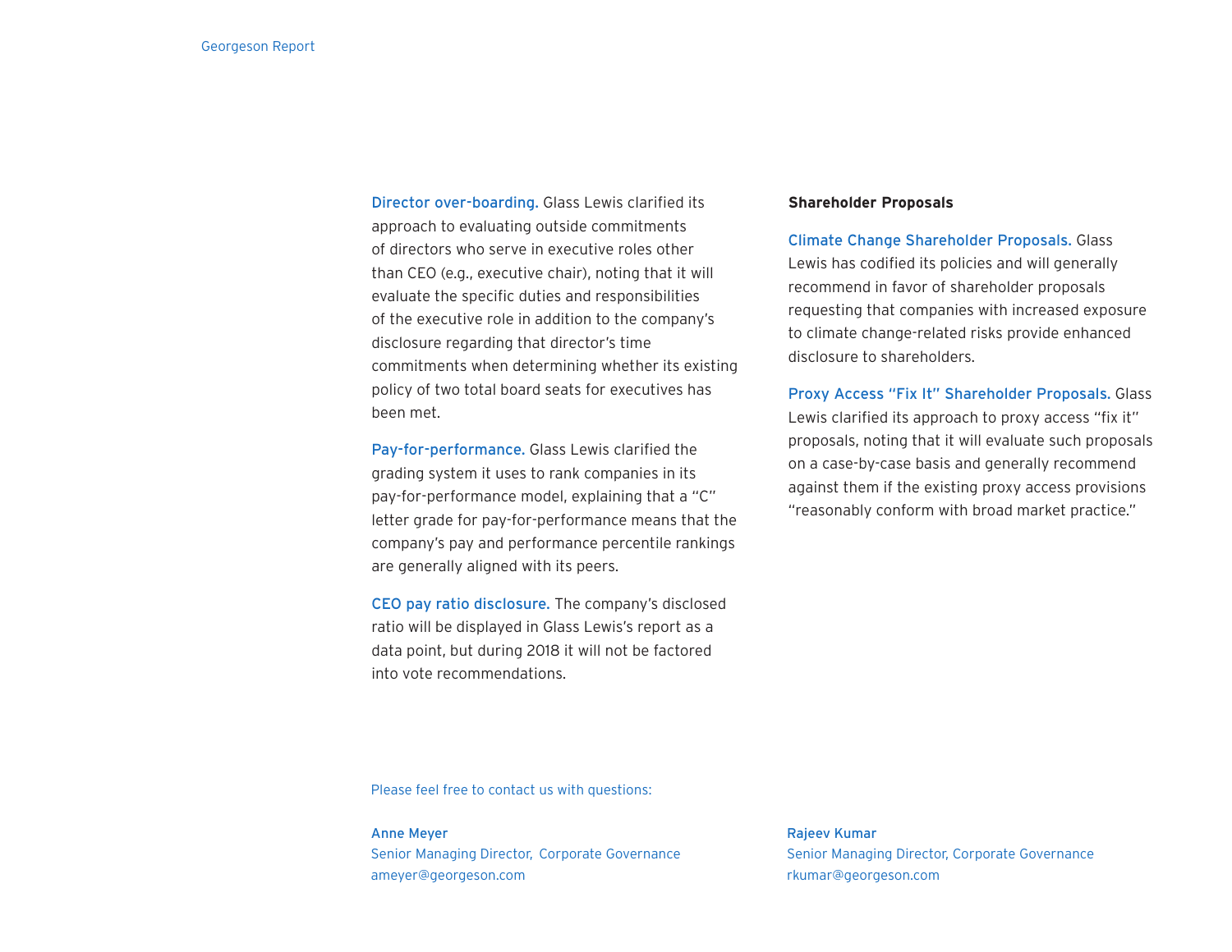**Director over-boarding.** Glass Lewis clarified its approach to evaluating outside commitments of directors who serve in executive roles other than CEO (e.g., executive chair), noting that it will evaluate the specific duties and responsibilities of the executive role in addition to the company's disclosure regarding that director's time commitments when determining whether its existing policy of two total board seats for executives has been met.

**Pay-for-performance.** Glass Lewis clarified the grading system it uses to rank companies in its pay-for-performance model, explaining that a "C" letter grade for pay-for-performance means that the company's pay and performance percentile rankings are generally aligned with its peers.

**CEO pay ratio disclosure.** The company's disclosed ratio will be displayed in Glass Lewis's report as a data point, but during 2018 it will not be factored into vote recommendations.

### Shareholder Proposals

**Climate Change Shareholder Proposals.** Glass Lewis has codified its policies and will generally recommend in favor of shareholder proposals requesting that companies with increased exposure to climate change-related risks provide enhanced disclosure to shareholders.

**Proxy Access "Fix It" Shareholder Proposals.** Glass Lewis clarified its approach to proxy access "fix it" proposals, noting that it will evaluate such proposals on a case-by-case basis and generally recommend against them if the existing proxy access provisions "reasonably conform with broad market practice."

Please feel free to contact us with questions:

**Anne Meyer**
Senior Managing Director, Corporate Governance
ameyer@georgeson.com

**Rajeev Kumar**
Senior Managing Director, Corporate Governance
rkumar@georgeson.com